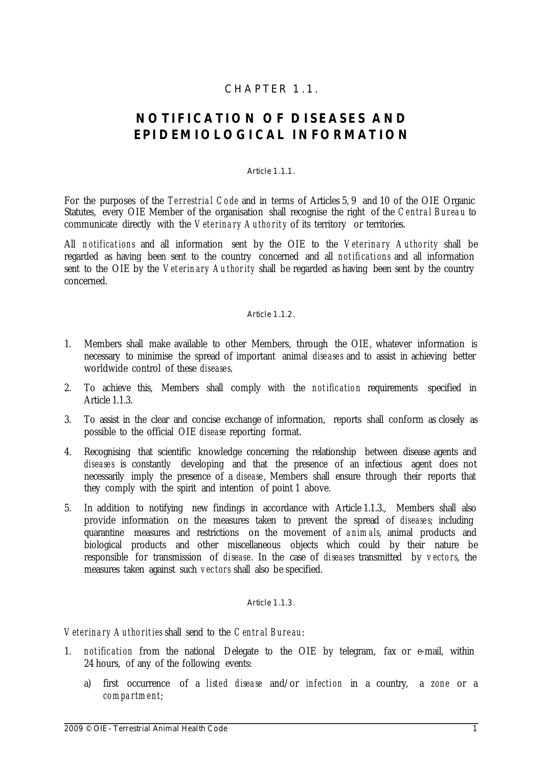# CHAPTER 1.1.

## NOTIFICATION OF DISEASES AND EPIDEMIOLOGICAL INFORMATION

### Article 1.1.1.

For the purposes of the *Terrestrial Code* and in terms of Articles 5, 9 and 10 of the OIE Organic Statutes, every OIE Member of the organisation shall recognise the right of the *Central Bureau* to communicate directly with the *Veterinary Authority* of its territory or territories.

All *notifications* and all information sent by the OIE to the *Veterinary Authority* shall be regarded as having been sent to the country concerned and all *notifications* and all information sent to the OIE by the *Veterinary Authority* shall be regarded as having been sent by the country concerned.

### Article 1.1.2.

1. Members shall make available to other Members, through the OIE, whatever information is necessary to minimise the spread of important animal *diseases* and to assist in achieving better worldwide control of these *diseases*.
2. To achieve this, Members shall comply with the *notification* requirements specified in Article 1.1.3.
3. To assist in the clear and concise exchange of information, reports shall conform as closely as possible to the official OIE *disease* reporting format.
4. Recognising that scientific knowledge concerning the relationship between disease agents and *diseases* is constantly developing and that the presence of an infectious agent does not necessarily imply the presence of a *disease*, Members shall ensure through their reports that they comply with the spirit and intention of point 1 above.
5. In addition to notifying new findings in accordance with Article 1.1.3., Members shall also provide information on the measures taken to prevent the spread of *diseases*; including quarantine measures and restrictions on the movement of *animals*, animal products and biological products and other miscellaneous objects which could by their nature be responsible for transmission of *disease*. In the case of *diseases* transmitted by *vectors*, the measures taken against such *vectors* shall also be specified.

### Article 1.1.3.

*Veterinary Authorities* shall send to the *Central Bureau*:

1. *notification* from the national Delegate to the OIE by telegram, fax or e-mail, within 24 hours, of any of the following events:
   a) first occurrence of a *listed disease* and/or *infection* in a country, a *zone* or a *compartment*;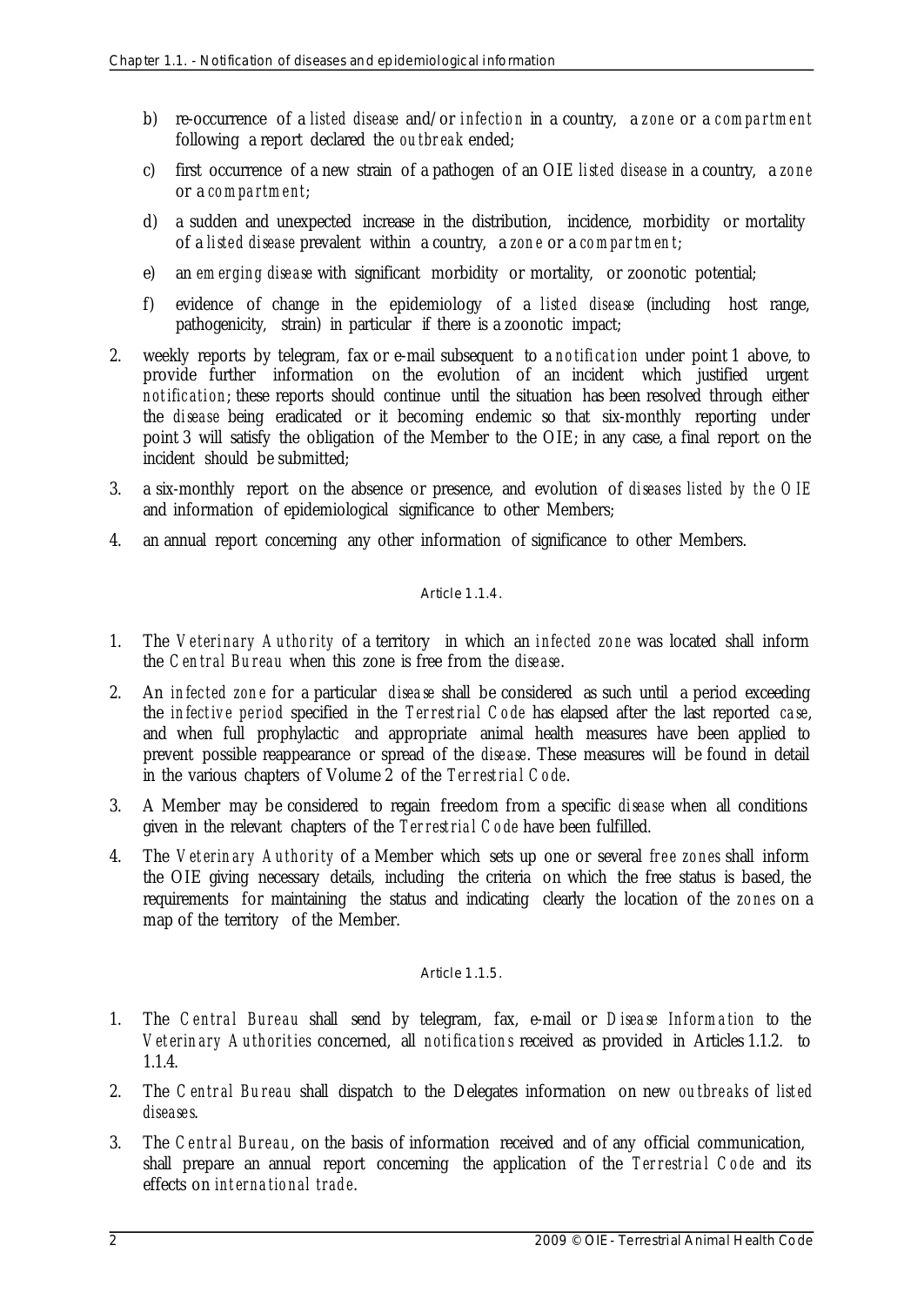b) re-occurrence of a *listed disease* and/or *infection* in a country, a *zone* or a *compartment* following a report declared the *outbreak* ended;

c) first occurrence of a new strain of a pathogen of an OIE *listed disease* in a country, a *zone* or a *compartment*;

d) a sudden and unexpected increase in the distribution, incidence, morbidity or mortality of a *listed disease* prevalent within a country, a *zone* or a *compartment*;

e) an *emerging disease* with significant morbidity or mortality, or zoonotic potential;

f) evidence of change in the epidemiology of a *listed disease* (including host range, pathogenicity, strain) in particular if there is a zoonotic impact;

2. weekly reports by telegram, fax or e-mail subsequent to a *notification* under point 1 above, to provide further information on the evolution of an incident which justified urgent *notification*; these reports should continue until the situation has been resolved through either the *disease* being eradicated or it becoming endemic so that six-monthly reporting under point 3 will satisfy the obligation of the Member to the OIE; in any case, a final report on the incident should be submitted;

3. a six-monthly report on the absence or presence, and evolution of *diseases listed by the OIE* and information of epidemiological significance to other Members;

4. an annual report concerning any other information of significance to other Members.

Article 1.1.4.

1. The *Veterinary Authority* of a territory in which an *infected zone* was located shall inform the *Central Bureau* when this zone is free from the *disease*.

2. An *infected zone* for a particular *disease* shall be considered as such until a period exceeding the *infective period* specified in the *Terrestrial Code* has elapsed after the last reported *case*, and when full prophylactic and appropriate animal health measures have been applied to prevent possible reappearance or spread of the *disease*. These measures will be found in detail in the various chapters of Volume 2 of the *Terrestrial Code*.

3. A Member may be considered to regain freedom from a specific *disease* when all conditions given in the relevant chapters of the *Terrestrial Code* have been fulfilled.

4. The *Veterinary Authority* of a Member which sets up one or several *free zones* shall inform the OIE giving necessary details, including the criteria on which the free status is based, the requirements for maintaining the status and indicating clearly the location of the *zones* on a map of the territory of the Member.

Article 1.1.5.

1. The *Central Bureau* shall send by telegram, fax, e-mail or *Disease Information* to the *Veterinary Authorities* concerned, all *notifications* received as provided in Articles 1.1.2. to 1.1.4.

2. The *Central Bureau* shall dispatch to the Delegates information on new *outbreaks* of *listed diseases*.

3. The *Central Bureau*, on the basis of information received and of any official communication, shall prepare an annual report concerning the application of the *Terrestrial Code* and its effects on *international trade*.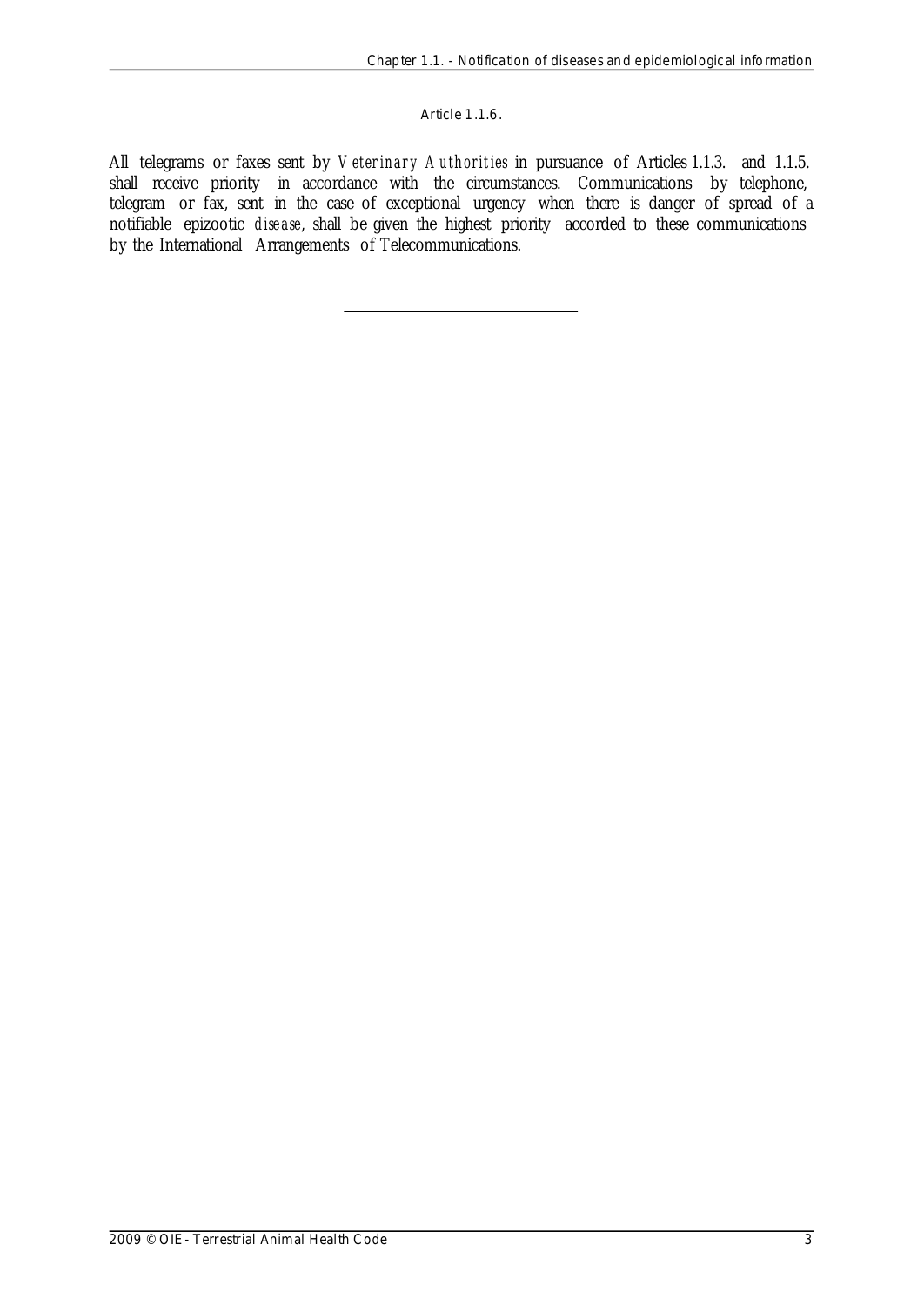Article 1.1.6.

All telegrams or faxes sent by *Veterinary Authorities* in pursuance of Articles 1.1.3. and 1.1.5. shall receive priority in accordance with the circumstances. Communications by telephone, telegram or fax, sent in the case of exceptional urgency when there is danger of spread of a notifiable epizootic *disease*, shall be given the highest priority accorded to these communications by the International Arrangements of Telecommunications.

---